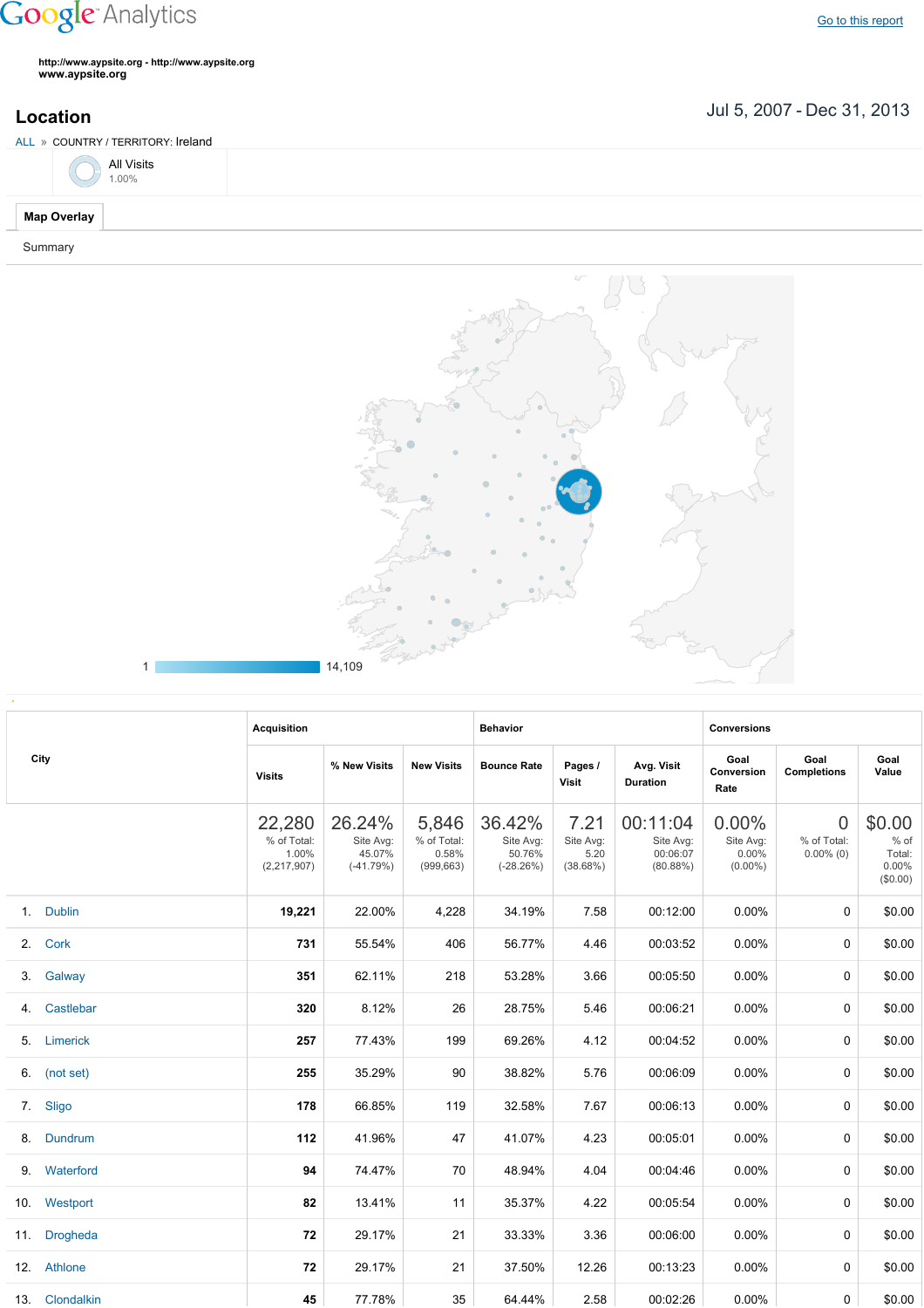Google Analytics

Go to this report

http://www.aypsite.org - http://www.aypsite.org
www.aypsite.org

## Location

Jul 5, 2007 - Dec 31, 2013

ALL » COUNTRY / TERRITORY: Ireland

All Visits
1.00%

Map Overlay

Summary

1 14,109

| City | Acquisition | | | Behavior | | | Conversions | | |
|---|---|---|---|---|---|---|---|---|---|
| | Visits | % New Visits | New Visits | Bounce Rate | Pages / Visit | Avg. Visit Duration | Goal Conversion Rate | Goal Completions | Goal Value |
| | 22,280 % of Total: 1.00% (2,217,907) | 26.24% Site Avg: 45.07% (-41.79%) | 5,846 % of Total: 0.58% (999,663) | 36.42% Site Avg: 50.76% (-28.26%) | 7.21 Site Avg: 5.20 (38.68%) | 00:11:04 Site Avg: 00:06:07 (80.88%) | 0.00% Site Avg: 0.00% (0.00%) | 0 % of Total: 0.00% (0) | $0.00 % of Total: 0.00% ($0.00) |
| 1. Dublin | 19,221 | 22.00% | 4,228 | 34.19% | 7.58 | 00:12:00 | 0.00% | 0 | $0.00 |
| 2. Cork | 731 | 55.54% | 406 | 56.77% | 4.46 | 00:03:52 | 0.00% | 0 | $0.00 |
| 3. Galway | 351 | 62.11% | 218 | 53.28% | 3.66 | 00:05:50 | 0.00% | 0 | $0.00 |
| 4. Castlebar | 320 | 8.12% | 26 | 28.75% | 5.46 | 00:06:21 | 0.00% | 0 | $0.00 |
| 5. Limerick | 257 | 77.43% | 199 | 69.26% | 4.12 | 00:04:52 | 0.00% | 0 | $0.00 |
| 6. (not set) | 255 | 35.29% | 90 | 38.82% | 5.76 | 00:06:09 | 0.00% | 0 | $0.00 |
| 7. Sligo | 178 | 66.85% | 119 | 32.58% | 7.67 | 00:06:13 | 0.00% | 0 | $0.00 |
| 8. Dundrum | 112 | 41.96% | 47 | 41.07% | 4.23 | 00:05:01 | 0.00% | 0 | $0.00 |
| 9. Waterford | 94 | 74.47% | 70 | 48.94% | 4.04 | 00:04:46 | 0.00% | 0 | $0.00 |
| 10. Westport | 82 | 13.41% | 11 | 35.37% | 4.22 | 00:05:54 | 0.00% | 0 | $0.00 |
| 11. Drogheda | 72 | 29.17% | 21 | 33.33% | 3.36 | 00:06:00 | 0.00% | 0 | $0.00 |
| 12. Athlone | 72 | 29.17% | 21 | 37.50% | 12.26 | 00:13:23 | 0.00% | 0 | $0.00 |
| 13. Clondalkin | 45 | 77.78% | 35 | 64.44% | 2.58 | 00:02:26 | 0.00% | 0 | $0.00 |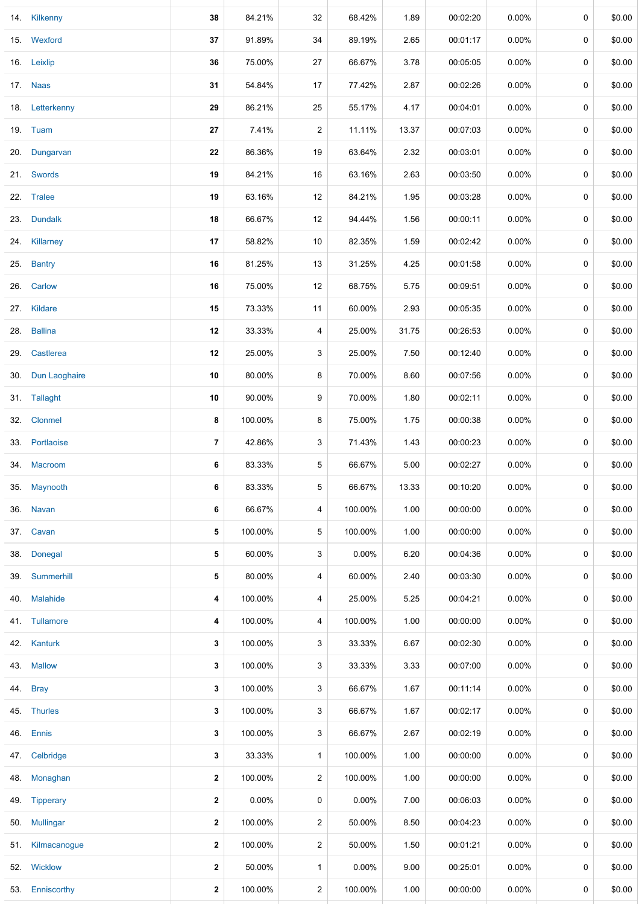| | | | | | | | | | | |
|---|---|---|---|---|---|---|---|---|---|---|
| 14. | Kilkenny | **38** | 84.21% | 32 | 68.42% | 1.89 | 00:02:20 | 0.00% | 0 | $0.00 |
| 15. | Wexford | **37** | 91.89% | 34 | 89.19% | 2.65 | 00:01:17 | 0.00% | 0 | $0.00 |
| 16. | Leixlip | **36** | 75.00% | 27 | 66.67% | 3.78 | 00:05:05 | 0.00% | 0 | $0.00 |
| 17. | Naas | **31** | 54.84% | 17 | 77.42% | 2.87 | 00:02:26 | 0.00% | 0 | $0.00 |
| 18. | Letterkenny | **29** | 86.21% | 25 | 55.17% | 4.17 | 00:04:01 | 0.00% | 0 | $0.00 |
| 19. | Tuam | **27** | 7.41% | 2 | 11.11% | 13.37 | 00:07:03 | 0.00% | 0 | $0.00 |
| 20. | Dungarvan | **22** | 86.36% | 19 | 63.64% | 2.32 | 00:03:01 | 0.00% | 0 | $0.00 |
| 21. | Swords | **19** | 84.21% | 16 | 63.16% | 2.63 | 00:03:50 | 0.00% | 0 | $0.00 |
| 22. | Tralee | **19** | 63.16% | 12 | 84.21% | 1.95 | 00:03:28 | 0.00% | 0 | $0.00 |
| 23. | Dundalk | **18** | 66.67% | 12 | 94.44% | 1.56 | 00:00:11 | 0.00% | 0 | $0.00 |
| 24. | Killarney | **17** | 58.82% | 10 | 82.35% | 1.59 | 00:02:42 | 0.00% | 0 | $0.00 |
| 25. | Bantry | **16** | 81.25% | 13 | 31.25% | 4.25 | 00:01:58 | 0.00% | 0 | $0.00 |
| 26. | Carlow | **16** | 75.00% | 12 | 68.75% | 5.75 | 00:09:51 | 0.00% | 0 | $0.00 |
| 27. | Kildare | **15** | 73.33% | 11 | 60.00% | 2.93 | 00:05:35 | 0.00% | 0 | $0.00 |
| 28. | Ballina | **12** | 33.33% | 4 | 25.00% | 31.75 | 00:26:53 | 0.00% | 0 | $0.00 |
| 29. | Castlerea | **12** | 25.00% | 3 | 25.00% | 7.50 | 00:12:40 | 0.00% | 0 | $0.00 |
| 30. | Dun Laoghaire | **10** | 80.00% | 8 | 70.00% | 8.60 | 00:07:56 | 0.00% | 0 | $0.00 |
| 31. | Tallaght | **10** | 90.00% | 9 | 70.00% | 1.80 | 00:02:11 | 0.00% | 0 | $0.00 |
| 32. | Clonmel | **8** | 100.00% | 8 | 75.00% | 1.75 | 00:00:38 | 0.00% | 0 | $0.00 |
| 33. | Portlaoise | **7** | 42.86% | 3 | 71.43% | 1.43 | 00:00:23 | 0.00% | 0 | $0.00 |
| 34. | Macroom | **6** | 83.33% | 5 | 66.67% | 5.00 | 00:02:27 | 0.00% | 0 | $0.00 |
| 35. | Maynooth | **6** | 83.33% | 5 | 66.67% | 13.33 | 00:10:20 | 0.00% | 0 | $0.00 |
| 36. | Navan | **6** | 66.67% | 4 | 100.00% | 1.00 | 00:00:00 | 0.00% | 0 | $0.00 |
| 37. | Cavan | **5** | 100.00% | 5 | 100.00% | 1.00 | 00:00:00 | 0.00% | 0 | $0.00 |
| 38. | Donegal | **5** | 60.00% | 3 | 0.00% | 6.20 | 00:04:36 | 0.00% | 0 | $0.00 |
| 39. | Summerhill | **5** | 80.00% | 4 | 60.00% | 2.40 | 00:03:30 | 0.00% | 0 | $0.00 |
| 40. | Malahide | **4** | 100.00% | 4 | 25.00% | 5.25 | 00:04:21 | 0.00% | 0 | $0.00 |
| 41. | Tullamore | **4** | 100.00% | 4 | 100.00% | 1.00 | 00:00:00 | 0.00% | 0 | $0.00 |
| 42. | Kanturk | **3** | 100.00% | 3 | 33.33% | 6.67 | 00:02:30 | 0.00% | 0 | $0.00 |
| 43. | Mallow | **3** | 100.00% | 3 | 33.33% | 3.33 | 00:07:00 | 0.00% | 0 | $0.00 |
| 44. | Bray | **3** | 100.00% | 3 | 66.67% | 1.67 | 00:11:14 | 0.00% | 0 | $0.00 |
| 45. | Thurles | **3** | 100.00% | 3 | 66.67% | 1.67 | 00:02:17 | 0.00% | 0 | $0.00 |
| 46. | Ennis | **3** | 100.00% | 3 | 66.67% | 2.67 | 00:02:19 | 0.00% | 0 | $0.00 |
| 47. | Celbridge | **3** | 33.33% | 1 | 100.00% | 1.00 | 00:00:00 | 0.00% | 0 | $0.00 |
| 48. | Monaghan | **2** | 100.00% | 2 | 100.00% | 1.00 | 00:00:00 | 0.00% | 0 | $0.00 |
| 49. | Tipperary | **2** | 0.00% | 0 | 0.00% | 7.00 | 00:06:03 | 0.00% | 0 | $0.00 |
| 50. | Mullingar | **2** | 100.00% | 2 | 50.00% | 8.50 | 00:04:23 | 0.00% | 0 | $0.00 |
| 51. | Kilmacanogue | **2** | 100.00% | 2 | 50.00% | 1.50 | 00:01:21 | 0.00% | 0 | $0.00 |
| 52. | Wicklow | **2** | 50.00% | 1 | 0.00% | 9.00 | 00:25:01 | 0.00% | 0 | $0.00 |
| 53. | Enniscorthy | **2** | 100.00% | 2 | 100.00% | 1.00 | 00:00:00 | 0.00% | 0 | $0.00 |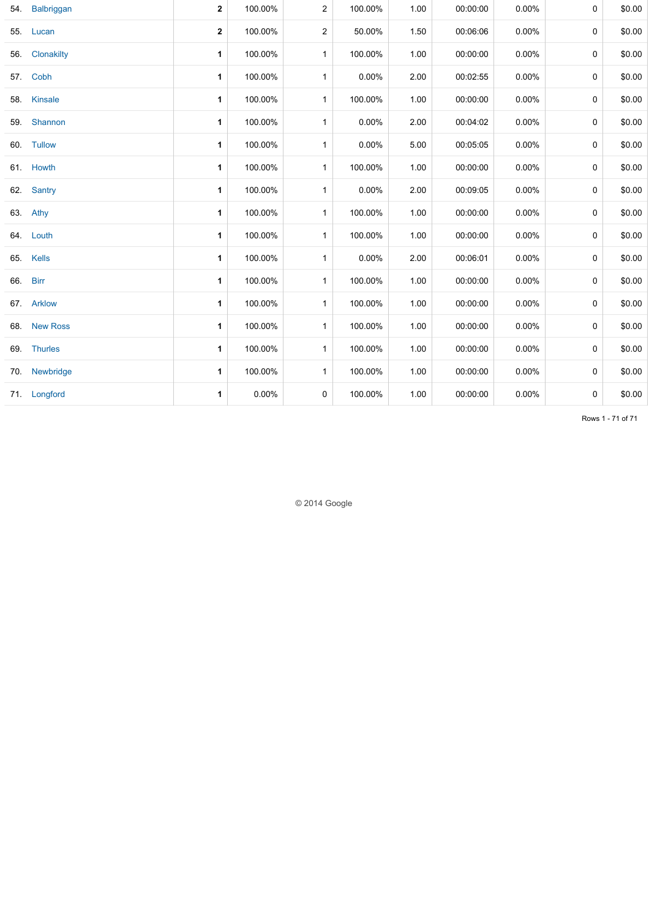| | | | | | | | | | | |
|---|---|---|---|---|---|---|---|---|---|---|
| 54. | Balbriggan | 2 | 100.00% | 2 | 100.00% | 1.00 | 00:00:00 | 0.00% | 0 | $0.00 |
| 55. | Lucan | 2 | 100.00% | 2 | 50.00% | 1.50 | 00:06:06 | 0.00% | 0 | $0.00 |
| 56. | Clonakilty | 1 | 100.00% | 1 | 100.00% | 1.00 | 00:00:00 | 0.00% | 0 | $0.00 |
| 57. | Cobh | 1 | 100.00% | 1 | 0.00% | 2.00 | 00:02:55 | 0.00% | 0 | $0.00 |
| 58. | Kinsale | 1 | 100.00% | 1 | 100.00% | 1.00 | 00:00:00 | 0.00% | 0 | $0.00 |
| 59. | Shannon | 1 | 100.00% | 1 | 0.00% | 2.00 | 00:04:02 | 0.00% | 0 | $0.00 |
| 60. | Tullow | 1 | 100.00% | 1 | 0.00% | 5.00 | 00:05:05 | 0.00% | 0 | $0.00 |
| 61. | Howth | 1 | 100.00% | 1 | 100.00% | 1.00 | 00:00:00 | 0.00% | 0 | $0.00 |
| 62. | Santry | 1 | 100.00% | 1 | 0.00% | 2.00 | 00:09:05 | 0.00% | 0 | $0.00 |
| 63. | Athy | 1 | 100.00% | 1 | 100.00% | 1.00 | 00:00:00 | 0.00% | 0 | $0.00 |
| 64. | Louth | 1 | 100.00% | 1 | 100.00% | 1.00 | 00:00:00 | 0.00% | 0 | $0.00 |
| 65. | Kells | 1 | 100.00% | 1 | 0.00% | 2.00 | 00:06:01 | 0.00% | 0 | $0.00 |
| 66. | Birr | 1 | 100.00% | 1 | 100.00% | 1.00 | 00:00:00 | 0.00% | 0 | $0.00 |
| 67. | Arklow | 1 | 100.00% | 1 | 100.00% | 1.00 | 00:00:00 | 0.00% | 0 | $0.00 |
| 68. | New Ross | 1 | 100.00% | 1 | 100.00% | 1.00 | 00:00:00 | 0.00% | 0 | $0.00 |
| 69. | Thurles | 1 | 100.00% | 1 | 100.00% | 1.00 | 00:00:00 | 0.00% | 0 | $0.00 |
| 70. | Newbridge | 1 | 100.00% | 1 | 100.00% | 1.00 | 00:00:00 | 0.00% | 0 | $0.00 |
| 71. | Longford | 1 | 0.00% | 0 | 100.00% | 1.00 | 00:00:00 | 0.00% | 0 | $0.00 |

Rows 1 - 71 of 71

© 2014 Google